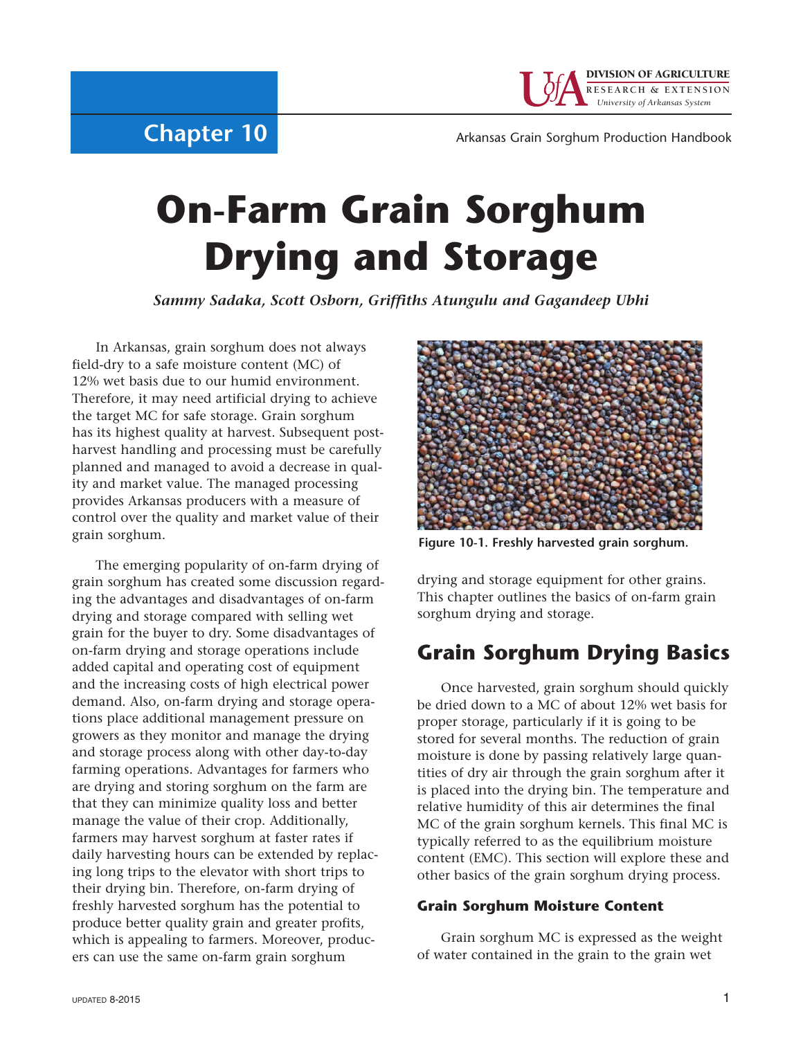Chapter 10

Arkansas Grain Sorghum Production Handbook

# On-Farm Grain Sorghum Drying and Storage

*Sammy Sadaka, Scott Osborn, Griffiths Atungulu and Gagandeep Ubhi*

In Arkansas, grain sorghum does not always field-dry to a safe moisture content (MC) of 12% wet basis due to our humid environment. Therefore, it may need artificial drying to achieve the target MC for safe storage. Grain sorghum has its highest quality at harvest. Subsequent post-harvest handling and processing must be carefully planned and managed to avoid a decrease in quality and market value. The managed processing provides Arkansas producers with a measure of control over the quality and market value of their grain sorghum.

The emerging popularity of on-farm drying of grain sorghum has created some discussion regarding the advantages and disadvantages of on-farm drying and storage compared with selling wet grain for the buyer to dry. Some disadvantages of on-farm drying and storage operations include added capital and operating cost of equipment and the increasing costs of high electrical power demand. Also, on-farm drying and storage operations place additional management pressure on growers as they monitor and manage the drying and storage process along with other day-to-day farming operations. Advantages for farmers who are drying and storing sorghum on the farm are that they can minimize quality loss and better manage the value of their crop. Additionally, farmers may harvest sorghum at faster rates if daily harvesting hours can be extended by replacing long trips to the elevator with short trips to their drying bin. Therefore, on-farm drying of freshly harvested sorghum has the potential to produce better quality grain and greater profits, which is appealing to farmers. Moreover, producers can use the same on-farm grain sorghum drying and storage equipment for other grains. This chapter outlines the basics of on-farm grain sorghum drying and storage.

**Figure 10-1. Freshly harvested grain sorghum.**

## Grain Sorghum Drying Basics

Once harvested, grain sorghum should quickly be dried down to a MC of about 12% wet basis for proper storage, particularly if it is going to be stored for several months. The reduction of grain moisture is done by passing relatively large quantities of dry air through the grain sorghum after it is placed into the drying bin. The temperature and relative humidity of this air determines the final MC of the grain sorghum kernels. This final MC is typically referred to as the equilibrium moisture content (EMC). This section will explore these and other basics of the grain sorghum drying process.

### Grain Sorghum Moisture Content

Grain sorghum MC is expressed as the weight of water contained in the grain to the grain wet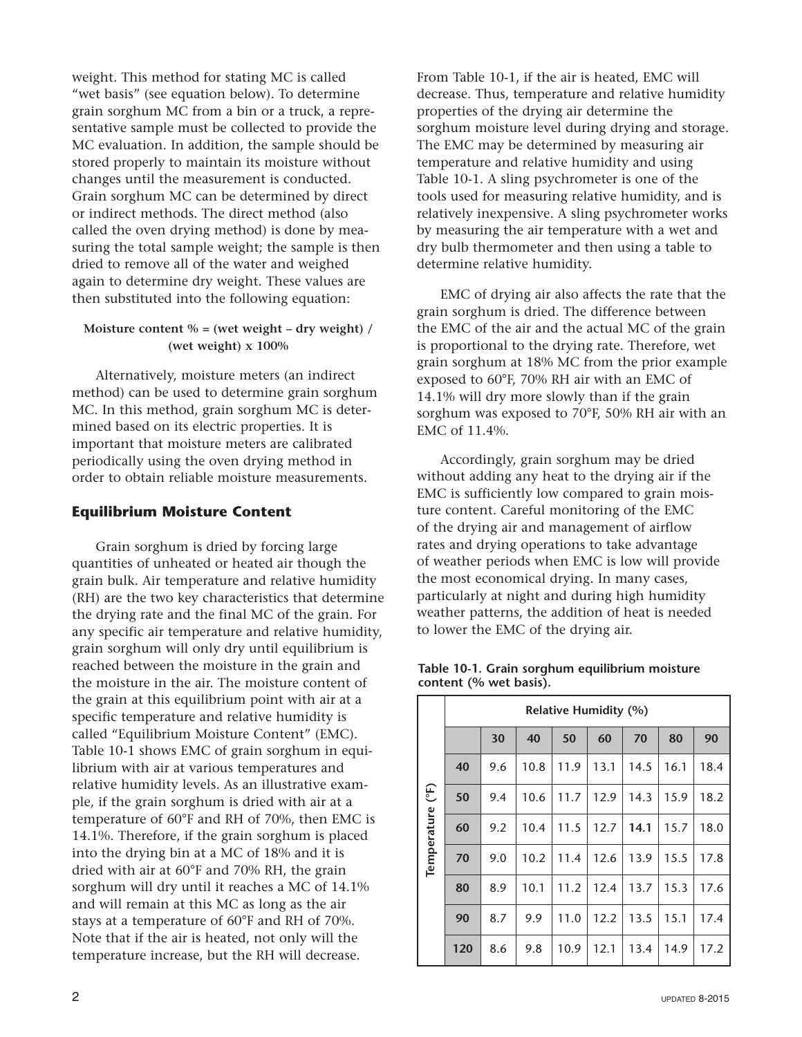weight. This method for stating MC is called "wet basis" (see equation below). To determine grain sorghum MC from a bin or a truck, a representative sample must be collected to provide the MC evaluation. In addition, the sample should be stored properly to maintain its moisture without changes until the measurement is conducted. Grain sorghum MC can be determined by direct or indirect methods. The direct method (also called the oven drying method) is done by measuring the total sample weight; the sample is then dried to remove all of the water and weighed again to determine dry weight. These values are then substituted into the following equation:

**Moisture content % = (wet weight – dry weight) / (wet weight) x 100%**

Alternatively, moisture meters (an indirect method) can be used to determine grain sorghum MC. In this method, grain sorghum MC is determined based on its electric properties. It is important that moisture meters are calibrated periodically using the oven drying method in order to obtain reliable moisture measurements.

## Equilibrium Moisture Content

Grain sorghum is dried by forcing large quantities of unheated or heated air though the grain bulk. Air temperature and relative humidity (RH) are the two key characteristics that determine the drying rate and the final MC of the grain. For any specific air temperature and relative humidity, grain sorghum will only dry until equilibrium is reached between the moisture in the grain and the moisture in the air. The moisture content of the grain at this equilibrium point with air at a specific temperature and relative humidity is called "Equilibrium Moisture Content" (EMC). Table 10-1 shows EMC of grain sorghum in equilibrium with air at various temperatures and relative humidity levels. As an illustrative example, if the grain sorghum is dried with air at a temperature of 60°F and RH of 70%, then EMC is 14.1%. Therefore, if the grain sorghum is placed into the drying bin at a MC of 18% and it is dried with air at 60°F and 70% RH, the grain sorghum will dry until it reaches a MC of 14.1% and will remain at this MC as long as the air stays at a temperature of 60°F and RH of 70%. Note that if the air is heated, not only will the temperature increase, but the RH will decrease. From Table 10-1, if the air is heated, EMC will decrease. Thus, temperature and relative humidity properties of the drying air determine the sorghum moisture level during drying and storage. The EMC may be determined by measuring air temperature and relative humidity and using Table 10-1. A sling psychrometer is one of the tools used for measuring relative humidity, and is relatively inexpensive. A sling psychrometer works by measuring the air temperature with a wet and dry bulb thermometer and then using a table to determine relative humidity.

EMC of drying air also affects the rate that the grain sorghum is dried. The difference between the EMC of the air and the actual MC of the grain is proportional to the drying rate. Therefore, wet grain sorghum at 18% MC from the prior example exposed to 60°F, 70% RH air with an EMC of 14.1% will dry more slowly than if the grain sorghum was exposed to 70°F, 50% RH air with an EMC of 11.4%.

Accordingly, grain sorghum may be dried without adding any heat to the drying air if the EMC is sufficiently low compared to grain moisture content. Careful monitoring of the EMC of the drying air and management of airflow rates and drying operations to take advantage of weather periods when EMC is low will provide the most economical drying. In many cases, particularly at night and during high humidity weather patterns, the addition of heat is needed to lower the EMC of the drying air.

**Table 10-1. Grain sorghum equilibrium moisture content (% wet basis).**

| Temperature (°F) | Relative Humidity (%) | | | | | | |
|---|---|---|---|---|---|---|---|
| | 30 | 40 | 50 | 60 | 70 | 80 | 90 |
| 40 | 9.6 | 10.8 | 11.9 | 13.1 | 14.5 | 16.1 | 18.4 |
| 50 | 9.4 | 10.6 | 11.7 | 12.9 | 14.3 | 15.9 | 18.2 |
| 60 | 9.2 | 10.4 | 11.5 | 12.7 | **14.1** | 15.7 | 18.0 |
| 70 | 9.0 | 10.2 | 11.4 | 12.6 | 13.9 | 15.5 | 17.8 |
| 80 | 8.9 | 10.1 | 11.2 | 12.4 | 13.7 | 15.3 | 17.6 |
| 90 | 8.7 | 9.9 | 11.0 | 12.2 | 13.5 | 15.1 | 17.4 |
| 120 | 8.6 | 9.8 | 10.9 | 12.1 | 13.4 | 14.9 | 17.2 |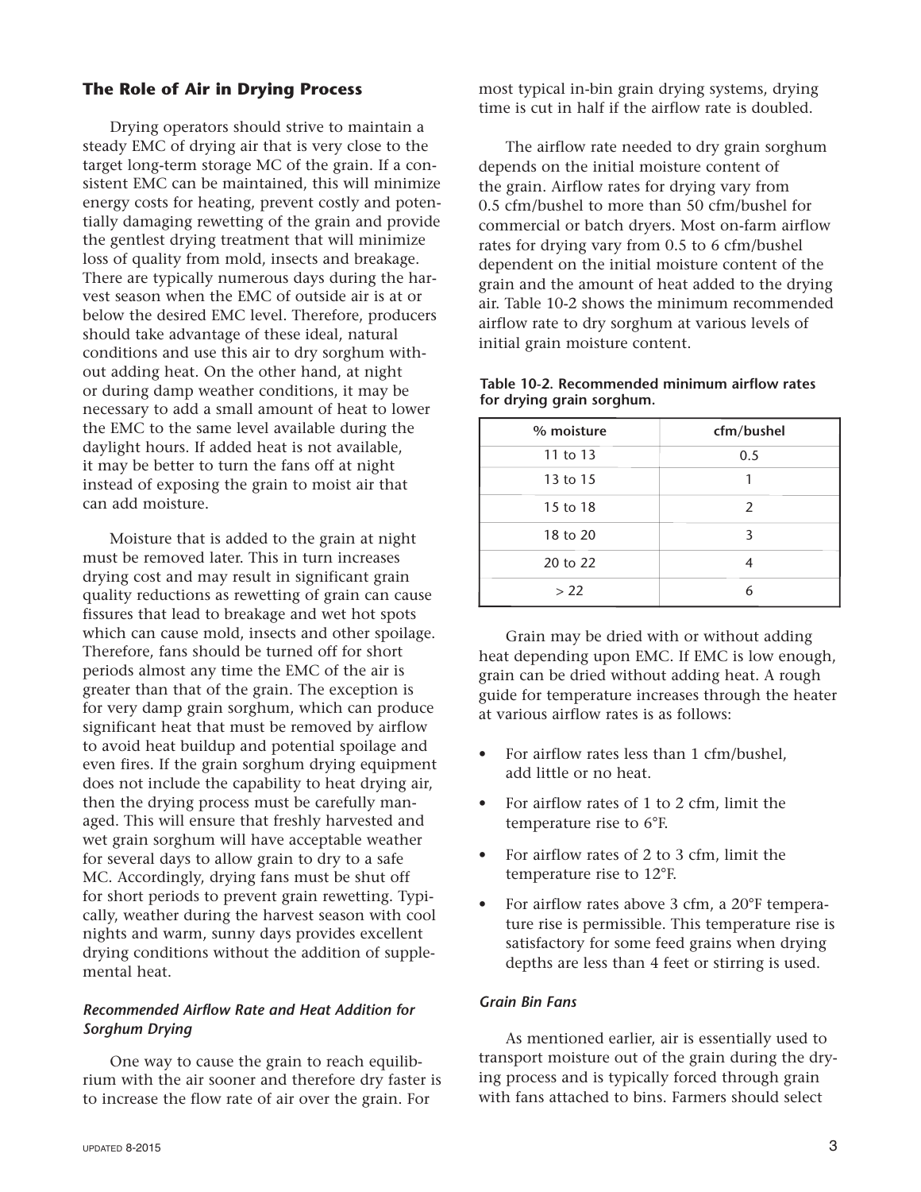## The Role of Air in Drying Process

Drying operators should strive to maintain a steady EMC of drying air that is very close to the target long-term storage MC of the grain. If a consistent EMC can be maintained, this will minimize energy costs for heating, prevent costly and potentially damaging rewetting of the grain and provide the gentlest drying treatment that will minimize loss of quality from mold, insects and breakage. There are typically numerous days during the harvest season when the EMC of outside air is at or below the desired EMC level. Therefore, producers should take advantage of these ideal, natural conditions and use this air to dry sorghum without adding heat. On the other hand, at night or during damp weather conditions, it may be necessary to add a small amount of heat to lower the EMC to the same level available during the daylight hours. If added heat is not available, it may be better to turn the fans off at night instead of exposing the grain to moist air that can add moisture.

Moisture that is added to the grain at night must be removed later. This in turn increases drying cost and may result in significant grain quality reductions as rewetting of grain can cause fissures that lead to breakage and wet hot spots which can cause mold, insects and other spoilage. Therefore, fans should be turned off for short periods almost any time the EMC of the air is greater than that of the grain. The exception is for very damp grain sorghum, which can produce significant heat that must be removed by airflow to avoid heat buildup and potential spoilage and even fires. If the grain sorghum drying equipment does not include the capability to heat drying air, then the drying process must be carefully managed. This will ensure that freshly harvested and wet grain sorghum will have acceptable weather for several days to allow grain to dry to a safe MC. Accordingly, drying fans must be shut off for short periods to prevent grain rewetting. Typically, weather during the harvest season with cool nights and warm, sunny days provides excellent drying conditions without the addition of supplemental heat.

### *Recommended Airflow Rate and Heat Addition for Sorghum Drying*

One way to cause the grain to reach equilibrium with the air sooner and therefore dry faster is to increase the flow rate of air over the grain. For most typical in-bin grain drying systems, drying time is cut in half if the airflow rate is doubled.

The airflow rate needed to dry grain sorghum depends on the initial moisture content of the grain. Airflow rates for drying vary from 0.5 cfm/bushel to more than 50 cfm/bushel for commercial or batch dryers. Most on-farm airflow rates for drying vary from 0.5 to 6 cfm/bushel dependent on the initial moisture content of the grain and the amount of heat added to the drying air. Table 10-2 shows the minimum recommended airflow rate to dry sorghum at various levels of initial grain moisture content.

**Table 10-2. Recommended minimum airflow rates for drying grain sorghum.**

| % moisture | cfm/bushel |
|---|---|
| 11 to 13 | 0.5 |
| 13 to 15 | 1 |
| 15 to 18 | 2 |
| 18 to 20 | 3 |
| 20 to 22 | 4 |
| > 22 | 6 |

Grain may be dried with or without adding heat depending upon EMC. If EMC is low enough, grain can be dried without adding heat. A rough guide for temperature increases through the heater at various airflow rates is as follows:

- For airflow rates less than 1 cfm/bushel, add little or no heat.
- For airflow rates of 1 to 2 cfm, limit the temperature rise to 6°F.
- For airflow rates of 2 to 3 cfm, limit the temperature rise to 12°F.
- For airflow rates above 3 cfm, a 20°F temperature rise is permissible. This temperature rise is satisfactory for some feed grains when drying depths are less than 4 feet or stirring is used.

### *Grain Bin Fans*

As mentioned earlier, air is essentially used to transport moisture out of the grain during the drying process and is typically forced through grain with fans attached to bins. Farmers should select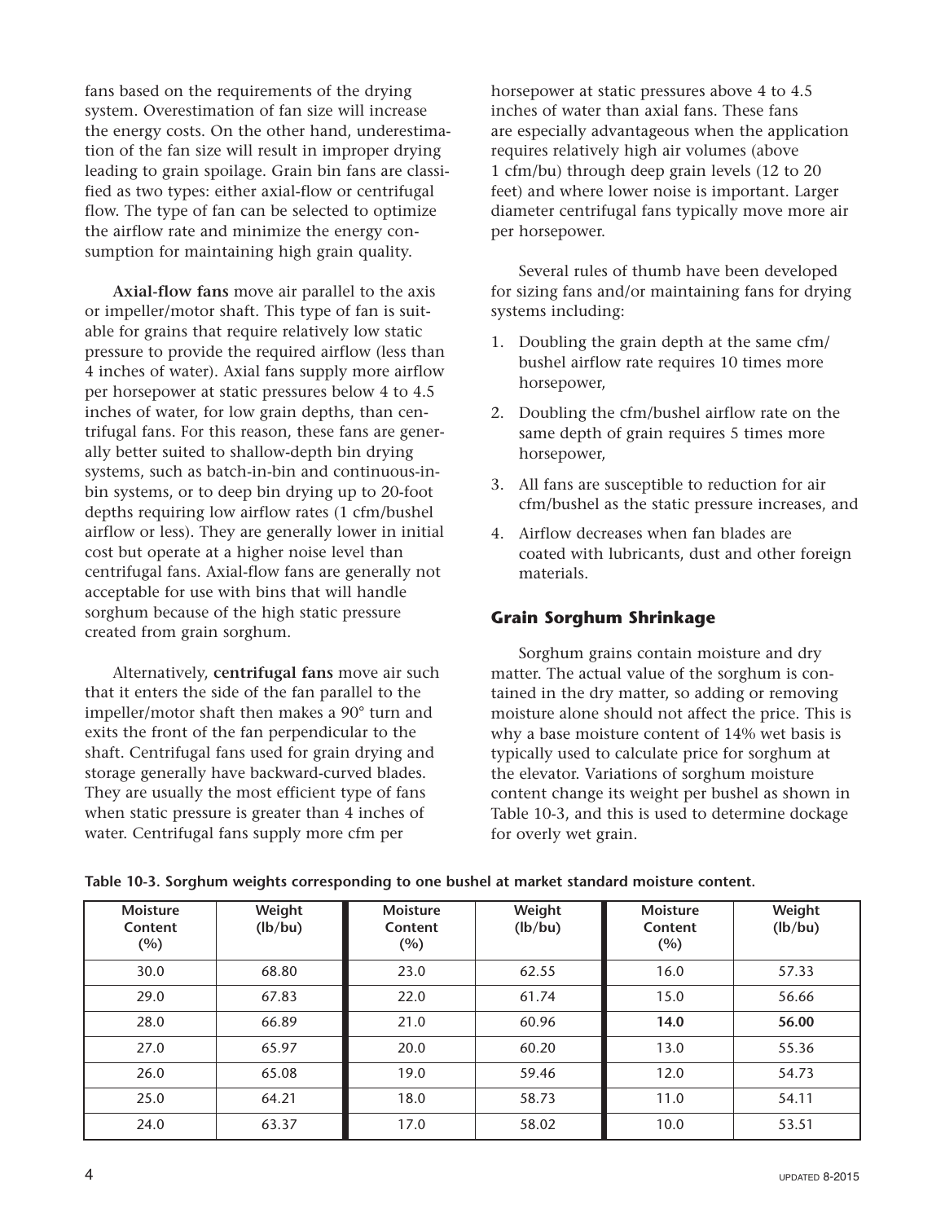fans based on the requirements of the drying system. Overestimation of fan size will increase the energy costs. On the other hand, underestimation of the fan size will result in improper drying leading to grain spoilage. Grain bin fans are classified as two types: either axial-flow or centrifugal flow. The type of fan can be selected to optimize the airflow rate and minimize the energy consumption for maintaining high grain quality.

**Axial-flow fans** move air parallel to the axis or impeller/motor shaft. This type of fan is suitable for grains that require relatively low static pressure to provide the required airflow (less than 4 inches of water). Axial fans supply more airflow per horsepower at static pressures below 4 to 4.5 inches of water, for low grain depths, than centrifugal fans. For this reason, these fans are generally better suited to shallow-depth bin drying systems, such as batch-in-bin and continuous-in-bin systems, or to deep bin drying up to 20-foot depths requiring low airflow rates (1 cfm/bushel airflow or less). They are generally lower in initial cost but operate at a higher noise level than centrifugal fans. Axial-flow fans are generally not acceptable for use with bins that will handle sorghum because of the high static pressure created from grain sorghum.

Alternatively, **centrifugal fans** move air such that it enters the side of the fan parallel to the impeller/motor shaft then makes a 90° turn and exits the front of the fan perpendicular to the shaft. Centrifugal fans used for grain drying and storage generally have backward-curved blades. They are usually the most efficient type of fans when static pressure is greater than 4 inches of water. Centrifugal fans supply more cfm per horsepower at static pressures above 4 to 4.5 inches of water than axial fans. These fans are especially advantageous when the application requires relatively high air volumes (above 1 cfm/bu) through deep grain levels (12 to 20 feet) and where lower noise is important. Larger diameter centrifugal fans typically move more air per horsepower.

Several rules of thumb have been developed for sizing fans and/or maintaining fans for drying systems including:

1. Doubling the grain depth at the same cfm/bushel airflow rate requires 10 times more horsepower,
2. Doubling the cfm/bushel airflow rate on the same depth of grain requires 5 times more horsepower,
3. All fans are susceptible to reduction for air cfm/bushel as the static pressure increases, and
4. Airflow decreases when fan blades are coated with lubricants, dust and other foreign materials.

## Grain Sorghum Shrinkage

Sorghum grains contain moisture and dry matter. The actual value of the sorghum is contained in the dry matter, so adding or removing moisture alone should not affect the price. This is why a base moisture content of 14% wet basis is typically used to calculate price for sorghum at the elevator. Variations of sorghum moisture content change its weight per bushel as shown in Table 10-3, and this is used to determine dockage for overly wet grain.

**Table 10-3. Sorghum weights corresponding to one bushel at market standard moisture content.**

| Moisture Content (%) | Weight (lb/bu) | Moisture Content (%) | Weight (lb/bu) | Moisture Content (%) | Weight (lb/bu) |
|---|---|---|---|---|---|
| 30.0 | 68.80 | 23.0 | 62.55 | 16.0 | 57.33 |
| 29.0 | 67.83 | 22.0 | 61.74 | 15.0 | 56.66 |
| 28.0 | 66.89 | 21.0 | 60.96 | **14.0** | **56.00** |
| 27.0 | 65.97 | 20.0 | 60.20 | 13.0 | 55.36 |
| 26.0 | 65.08 | 19.0 | 59.46 | 12.0 | 54.73 |
| 25.0 | 64.21 | 18.0 | 58.73 | 11.0 | 54.11 |
| 24.0 | 63.37 | 17.0 | 58.02 | 10.0 | 53.51 |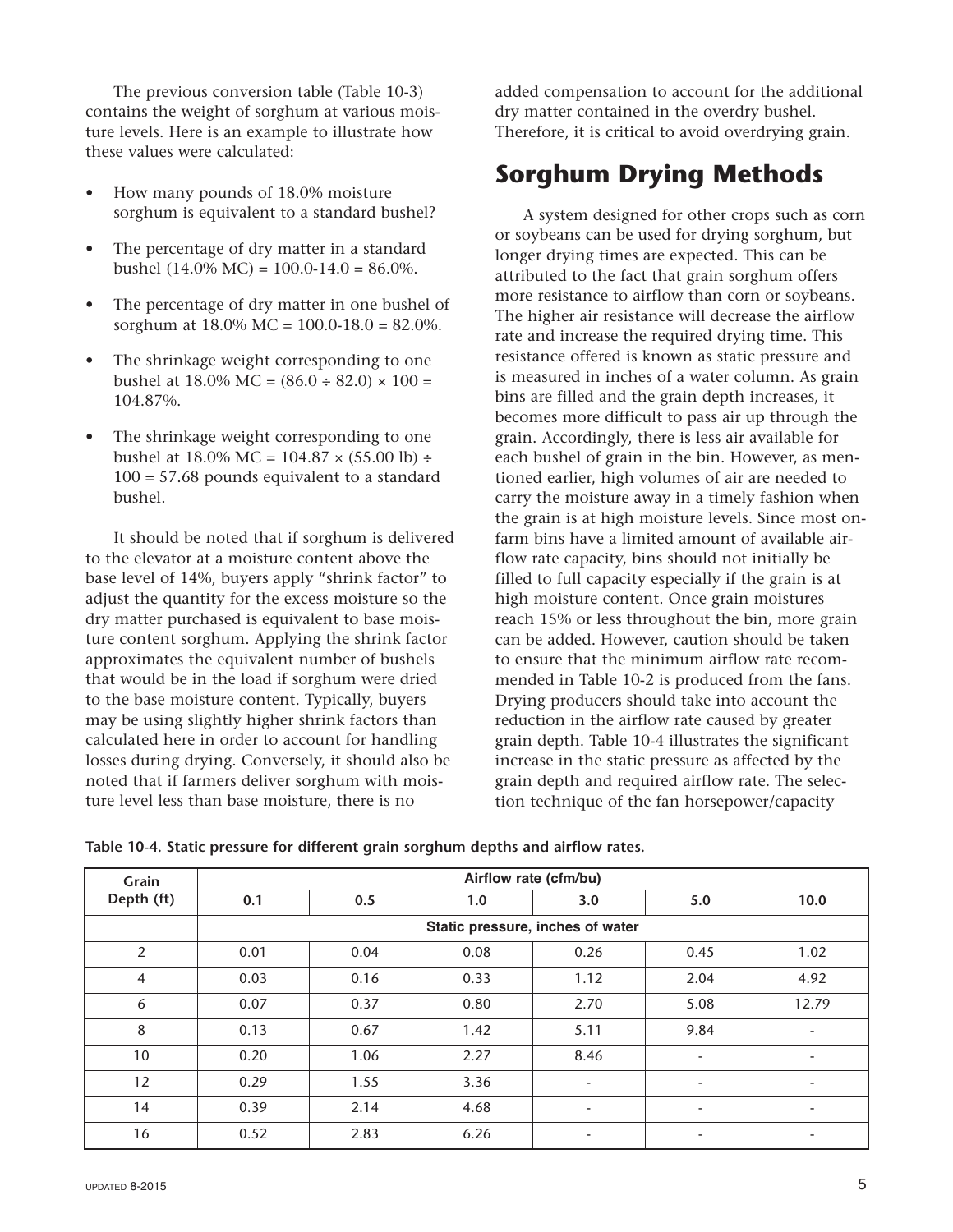The previous conversion table (Table 10-3) contains the weight of sorghum at various moisture levels. Here is an example to illustrate how these values were calculated:

- How many pounds of 18.0% moisture sorghum is equivalent to a standard bushel?
- The percentage of dry matter in a standard bushel (14.0% MC) = 100.0-14.0 = 86.0%.
- The percentage of dry matter in one bushel of sorghum at 18.0% MC = 100.0-18.0 = 82.0%.
- The shrinkage weight corresponding to one bushel at 18.0% MC = (86.0 ÷ 82.0) × 100 = 104.87%.
- The shrinkage weight corresponding to one bushel at 18.0% MC = 104.87 × (55.00 lb) ÷ 100 = 57.68 pounds equivalent to a standard bushel.

It should be noted that if sorghum is delivered to the elevator at a moisture content above the base level of 14%, buyers apply "shrink factor" to adjust the quantity for the excess moisture so the dry matter purchased is equivalent to base moisture content sorghum. Applying the shrink factor approximates the equivalent number of bushels that would be in the load if sorghum were dried to the base moisture content. Typically, buyers may be using slightly higher shrink factors than calculated here in order to account for handling losses during drying. Conversely, it should also be noted that if farmers deliver sorghum with moisture level less than base moisture, there is no added compensation to account for the additional dry matter contained in the overdry bushel. Therefore, it is critical to avoid overdrying grain.

## Sorghum Drying Methods

A system designed for other crops such as corn or soybeans can be used for drying sorghum, but longer drying times are expected. This can be attributed to the fact that grain sorghum offers more resistance to airflow than corn or soybeans. The higher air resistance will decrease the airflow rate and increase the required drying time. This resistance offered is known as static pressure and is measured in inches of a water column. As grain bins are filled and the grain depth increases, it becomes more difficult to pass air up through the grain. Accordingly, there is less air available for each bushel of grain in the bin. However, as mentioned earlier, high volumes of air are needed to carry the moisture away in a timely fashion when the grain is at high moisture levels. Since most on-farm bins have a limited amount of available airflow rate capacity, bins should not initially be filled to full capacity especially if the grain is at high moisture content. Once grain moistures reach 15% or less throughout the bin, more grain can be added. However, caution should be taken to ensure that the minimum airflow rate recommended in Table 10-2 is produced from the fans. Drying producers should take into account the reduction in the airflow rate caused by greater grain depth. Table 10-4 illustrates the significant increase in the static pressure as affected by the grain depth and required airflow rate. The selection technique of the fan horsepower/capacity

**Table 10-4. Static pressure for different grain sorghum depths and airflow rates.**

| Grain Depth (ft) | Airflow rate (cfm/bu) | | | | | |
|---|---|---|---|---|---|---|
| | 0.1 | 0.5 | 1.0 | 3.0 | 5.0 | 10.0 |
| | Static pressure, inches of water | | | | | |
| 2 | 0.01 | 0.04 | 0.08 | 0.26 | 0.45 | 1.02 |
| 4 | 0.03 | 0.16 | 0.33 | 1.12 | 2.04 | 4.92 |
| 6 | 0.07 | 0.37 | 0.80 | 2.70 | 5.08 | 12.79 |
| 8 | 0.13 | 0.67 | 1.42 | 5.11 | 9.84 | - |
| 10 | 0.20 | 1.06 | 2.27 | 8.46 | - | - |
| 12 | 0.29 | 1.55 | 3.36 | - | - | - |
| 14 | 0.39 | 2.14 | 4.68 | - | - | - |
| 16 | 0.52 | 2.83 | 6.26 | - | - | - |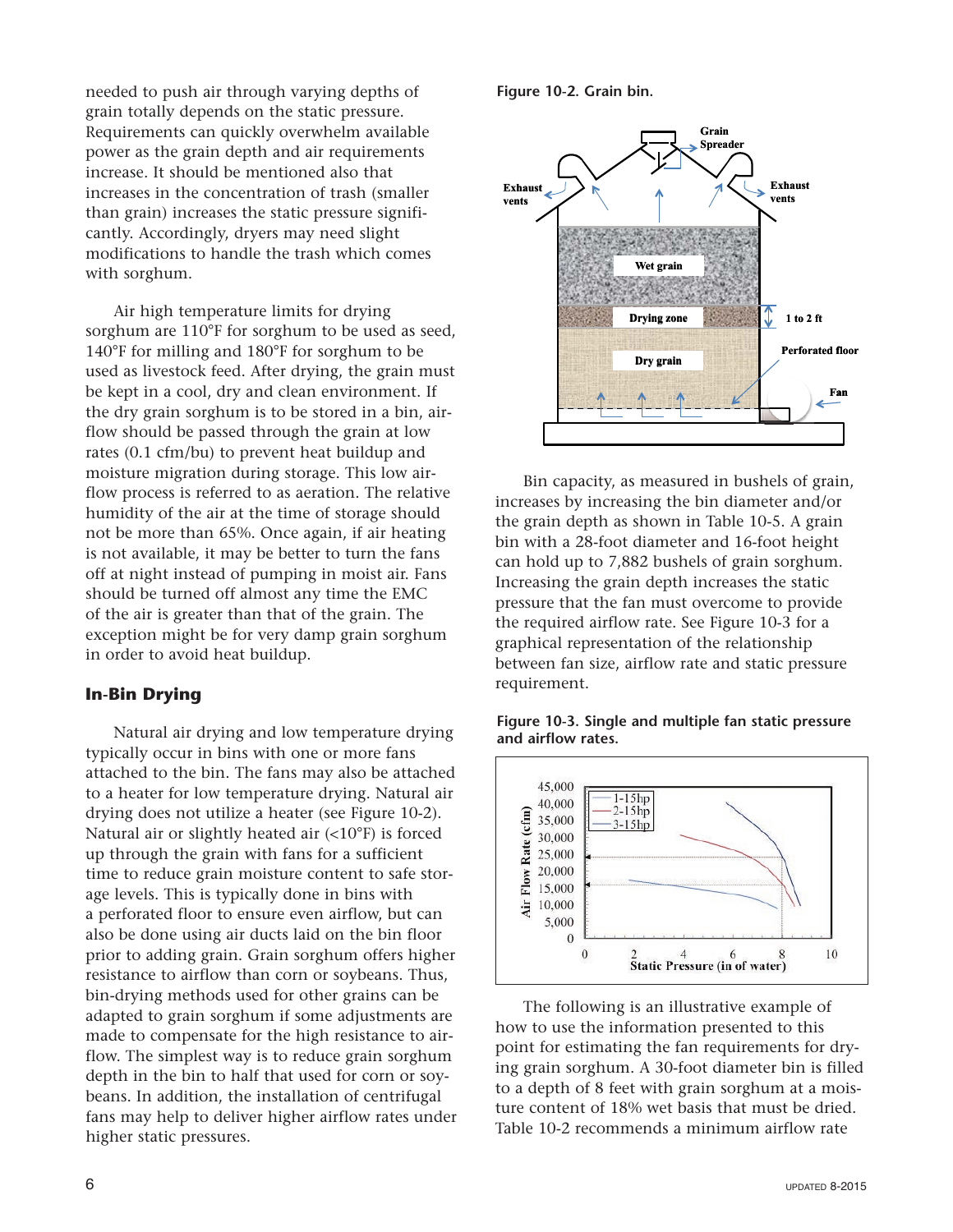needed to push air through varying depths of grain totally depends on the static pressure. Requirements can quickly overwhelm available power as the grain depth and air requirements increase. It should be mentioned also that increases in the concentration of trash (smaller than grain) increases the static pressure significantly. Accordingly, dryers may need slight modifications to handle the trash which comes with sorghum.

Air high temperature limits for drying sorghum are 110°F for sorghum to be used as seed, 140°F for milling and 180°F for sorghum to be used as livestock feed. After drying, the grain must be kept in a cool, dry and clean environment. If the dry grain sorghum is to be stored in a bin, airflow should be passed through the grain at low rates (0.1 cfm/bu) to prevent heat buildup and moisture migration during storage. This low airflow process is referred to as aeration. The relative humidity of the air at the time of storage should not be more than 65%. Once again, if air heating is not available, it may be better to turn the fans off at night instead of pumping in moist air. Fans should be turned off almost any time the EMC of the air is greater than that of the grain. The exception might be for very damp grain sorghum in order to avoid heat buildup.

### In-Bin Drying

Natural air drying and low temperature drying typically occur in bins with one or more fans attached to the bin. The fans may also be attached to a heater for low temperature drying. Natural air drying does not utilize a heater (see Figure 10-2). Natural air or slightly heated air (<10°F) is forced up through the grain with fans for a sufficient time to reduce grain moisture content to safe storage levels. This is typically done in bins with a perforated floor to ensure even airflow, but can also be done using air ducts laid on the bin floor prior to adding grain. Grain sorghum offers higher resistance to airflow than corn or soybeans. Thus, bin-drying methods used for other grains can be adapted to grain sorghum if some adjustments are made to compensate for the high resistance to airflow. The simplest way is to reduce grain sorghum depth in the bin to half that used for corn or soybeans. In addition, the installation of centrifugal fans may help to deliver higher airflow rates under higher static pressures.

**Figure 10-2. Grain bin.**

Bin capacity, as measured in bushels of grain, increases by increasing the bin diameter and/or the grain depth as shown in Table 10-5. A grain bin with a 28-foot diameter and 16-foot height can hold up to 7,882 bushels of grain sorghum. Increasing the grain depth increases the static pressure that the fan must overcome to provide the required airflow rate. See Figure 10-3 for a graphical representation of the relationship between fan size, airflow rate and static pressure requirement.

**Figure 10-3. Single and multiple fan static pressure and airflow rates.**

The following is an illustrative example of how to use the information presented to this point for estimating the fan requirements for drying grain sorghum. A 30-foot diameter bin is filled to a depth of 8 feet with grain sorghum at a moisture content of 18% wet basis that must be dried. Table 10-2 recommends a minimum airflow rate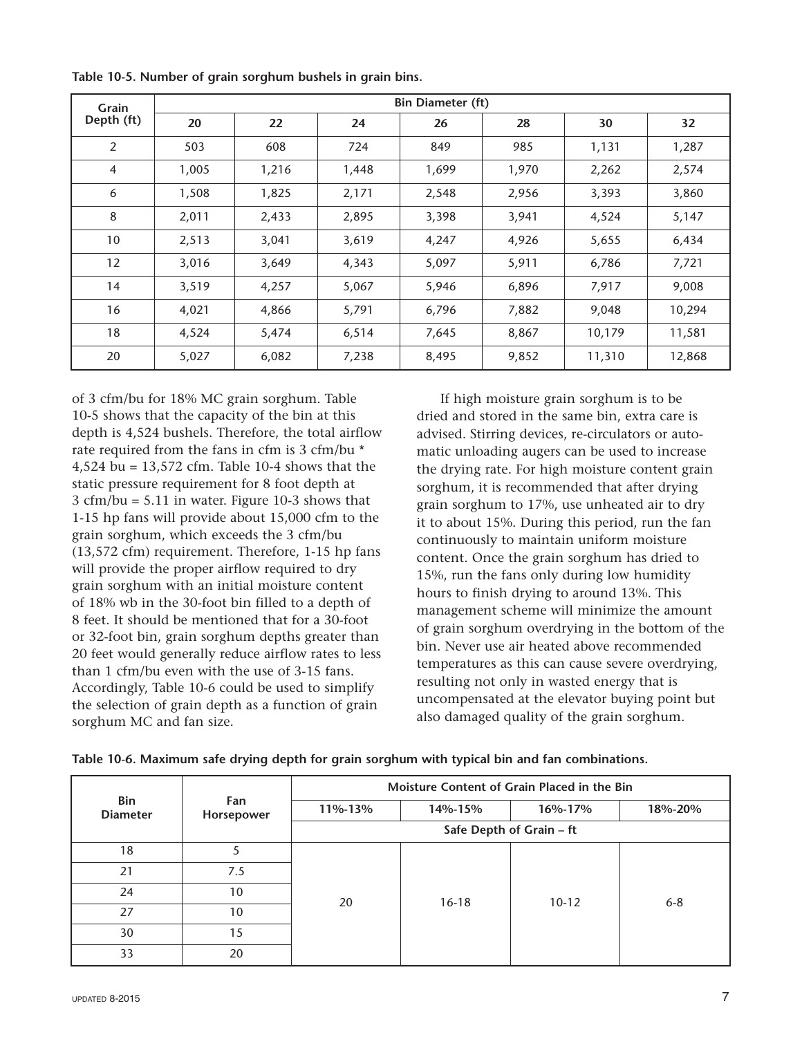**Table 10-5. Number of grain sorghum bushels in grain bins.**

| Grain Depth (ft) | Bin Diameter (ft) | | | | | | |
|---|---|---|---|---|---|---|---|
| | 20 | 22 | 24 | 26 | 28 | 30 | 32 |
| 2 | 503 | 608 | 724 | 849 | 985 | 1,131 | 1,287 |
| 4 | 1,005 | 1,216 | 1,448 | 1,699 | 1,970 | 2,262 | 2,574 |
| 6 | 1,508 | 1,825 | 2,171 | 2,548 | 2,956 | 3,393 | 3,860 |
| 8 | 2,011 | 2,433 | 2,895 | 3,398 | 3,941 | 4,524 | 5,147 |
| 10 | 2,513 | 3,041 | 3,619 | 4,247 | 4,926 | 5,655 | 6,434 |
| 12 | 3,016 | 3,649 | 4,343 | 5,097 | 5,911 | 6,786 | 7,721 |
| 14 | 3,519 | 4,257 | 5,067 | 5,946 | 6,896 | 7,917 | 9,008 |
| 16 | 4,021 | 4,866 | 5,791 | 6,796 | 7,882 | 9,048 | 10,294 |
| 18 | 4,524 | 5,474 | 6,514 | 7,645 | 8,867 | 10,179 | 11,581 |
| 20 | 5,027 | 6,082 | 7,238 | 8,495 | 9,852 | 11,310 | 12,868 |

of 3 cfm/bu for 18% MC grain sorghum. Table 10-5 shows that the capacity of the bin at this depth is 4,524 bushels. Therefore, the total airflow rate required from the fans in cfm is 3 cfm/bu * 4,524 bu = 13,572 cfm. Table 10-4 shows that the static pressure requirement for 8 foot depth at 3 cfm/bu = 5.11 in water. Figure 10-3 shows that 1-15 hp fans will provide about 15,000 cfm to the grain sorghum, which exceeds the 3 cfm/bu (13,572 cfm) requirement. Therefore, 1-15 hp fans will provide the proper airflow required to dry grain sorghum with an initial moisture content of 18% wb in the 30-foot bin filled to a depth of 8 feet. It should be mentioned that for a 30-foot or 32-foot bin, grain sorghum depths greater than 20 feet would generally reduce airflow rates to less than 1 cfm/bu even with the use of 3-15 fans. Accordingly, Table 10-6 could be used to simplify the selection of grain depth as a function of grain sorghum MC and fan size.

If high moisture grain sorghum is to be dried and stored in the same bin, extra care is advised. Stirring devices, re-circulators or automatic unloading augers can be used to increase the drying rate. For high moisture content grain sorghum, it is recommended that after drying grain sorghum to 17%, use unheated air to dry it to about 15%. During this period, run the fan continuously to maintain uniform moisture content. Once the grain sorghum has dried to 15%, run the fans only during low humidity hours to finish drying to around 13%. This management scheme will minimize the amount of grain sorghum overdrying in the bottom of the bin. Never use air heated above recommended temperatures as this can cause severe overdrying, resulting not only in wasted energy that is uncompensated at the elevator buying point but also damaged quality of the grain sorghum.

**Table 10-6. Maximum safe drying depth for grain sorghum with typical bin and fan combinations.**

| Bin Diameter | Fan Horsepower | Moisture Content of Grain Placed in the Bin | | | |
|---|---|---|---|---|---|
| | | 11%-13% | 14%-15% | 16%-17% | 18%-20% |
| | | Safe Depth of Grain – ft | | | |
| 18 | 5 | 20 | 16-18 | 10-12 | 6-8 |
| 21 | 7.5 | | | | |
| 24 | 10 | | | | |
| 27 | 10 | | | | |
| 30 | 15 | | | | |
| 33 | 20 | | | | |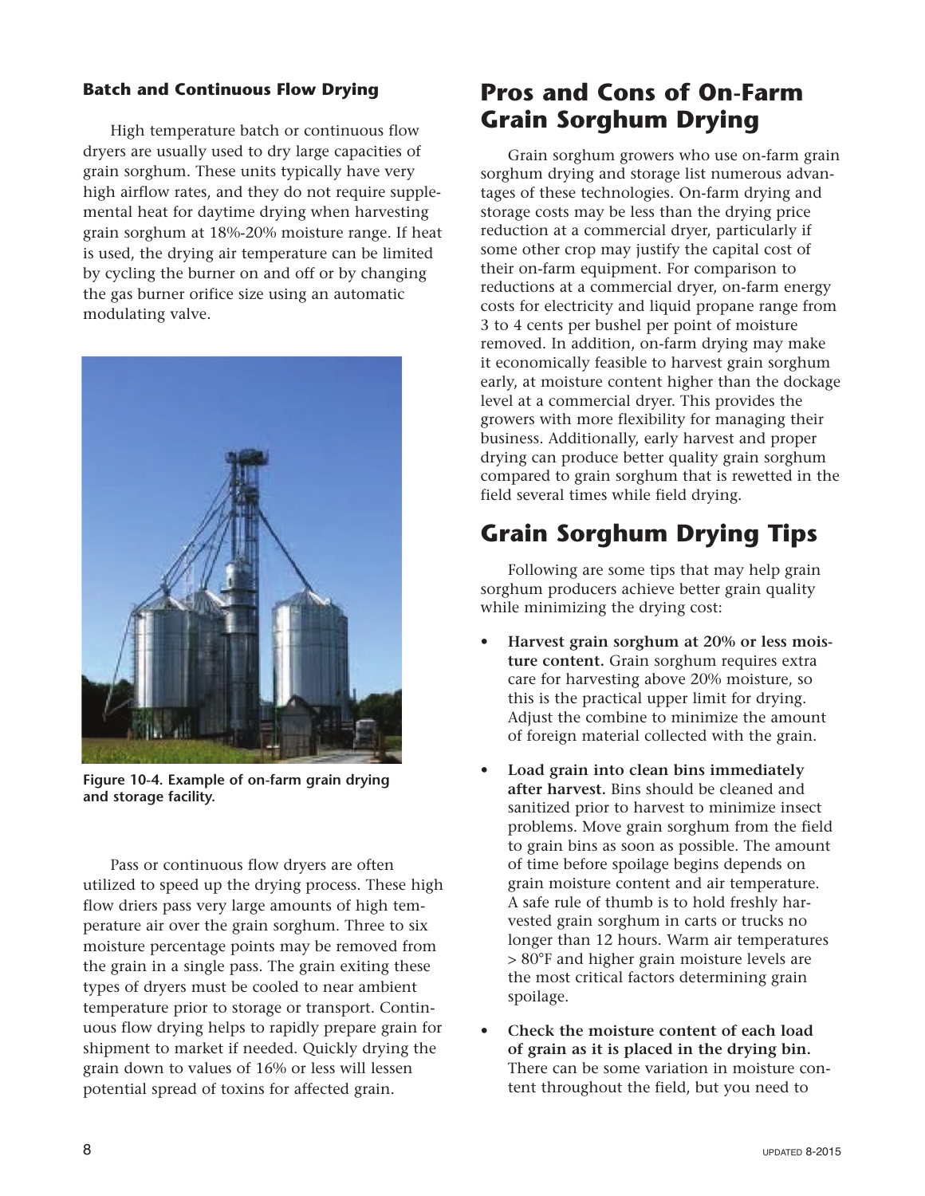### Batch and Continuous Flow Drying

High temperature batch or continuous flow dryers are usually used to dry large capacities of grain sorghum. These units typically have very high airflow rates, and they do not require supplemental heat for daytime drying when harvesting grain sorghum at 18%-20% moisture range. If heat is used, the drying air temperature can be limited by cycling the burner on and off or by changing the gas burner orifice size using an automatic modulating valve.

**Figure 10-4. Example of on-farm grain drying and storage facility.**

Pass or continuous flow dryers are often utilized to speed up the drying process. These high flow driers pass very large amounts of high temperature air over the grain sorghum. Three to six moisture percentage points may be removed from the grain in a single pass. The grain exiting these types of dryers must be cooled to near ambient temperature prior to storage or transport. Continuous flow drying helps to rapidly prepare grain for shipment to market if needed. Quickly drying the grain down to values of 16% or less will lessen potential spread of toxins for affected grain.

## Pros and Cons of On-Farm Grain Sorghum Drying

Grain sorghum growers who use on-farm grain sorghum drying and storage list numerous advantages of these technologies. On-farm drying and storage costs may be less than the drying price reduction at a commercial dryer, particularly if some other crop may justify the capital cost of their on-farm equipment. For comparison to reductions at a commercial dryer, on-farm energy costs for electricity and liquid propane range from 3 to 4 cents per bushel per point of moisture removed. In addition, on-farm drying may make it economically feasible to harvest grain sorghum early, at moisture content higher than the dockage level at a commercial dryer. This provides the growers with more flexibility for managing their business. Additionally, early harvest and proper drying can produce better quality grain sorghum compared to grain sorghum that is rewetted in the field several times while field drying.

## Grain Sorghum Drying Tips

Following are some tips that may help grain sorghum producers achieve better grain quality while minimizing the drying cost:

- **Harvest grain sorghum at 20% or less moisture content.** Grain sorghum requires extra care for harvesting above 20% moisture, so this is the practical upper limit for drying. Adjust the combine to minimize the amount of foreign material collected with the grain.
- **Load grain into clean bins immediately after harvest.** Bins should be cleaned and sanitized prior to harvest to minimize insect problems. Move grain sorghum from the field to grain bins as soon as possible. The amount of time before spoilage begins depends on grain moisture content and air temperature. A safe rule of thumb is to hold freshly harvested grain sorghum in carts or trucks no longer than 12 hours. Warm air temperatures > 80°F and higher grain moisture levels are the most critical factors determining grain spoilage.
- **Check the moisture content of each load of grain as it is placed in the drying bin.** There can be some variation in moisture content throughout the field, but you need to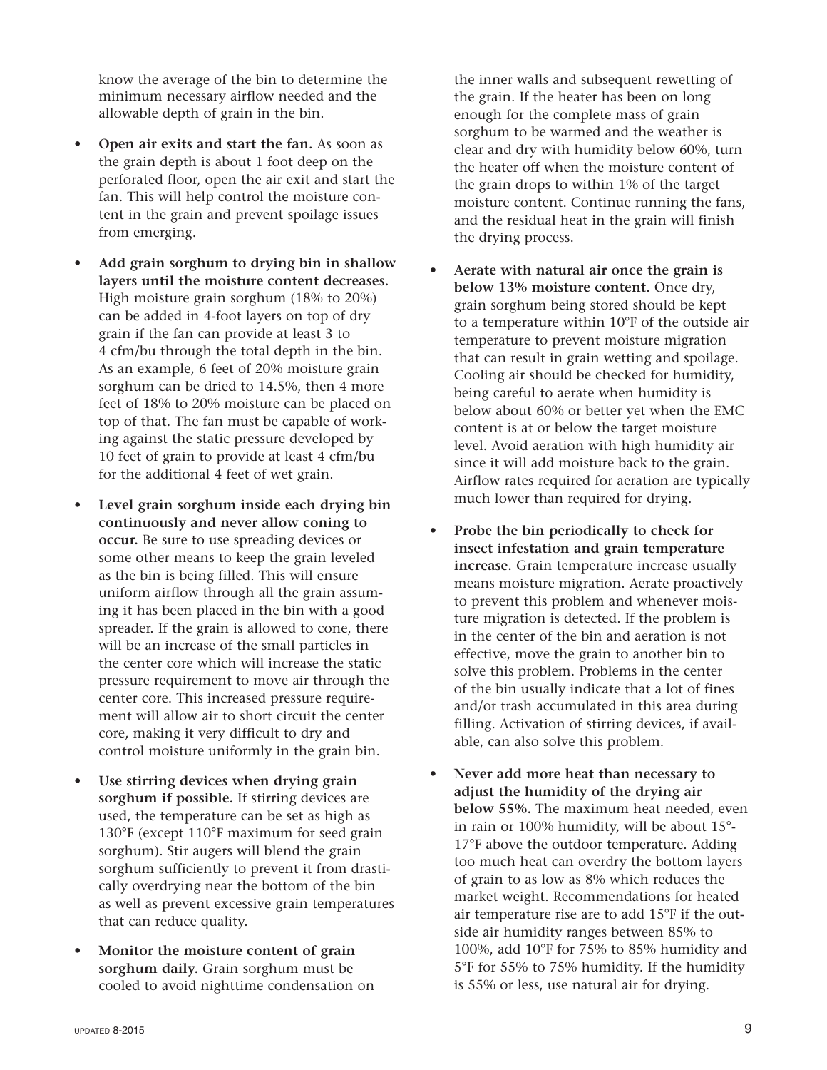know the average of the bin to determine the minimum necessary airflow needed and the allowable depth of grain in the bin.

- **Open air exits and start the fan.** As soon as the grain depth is about 1 foot deep on the perforated floor, open the air exit and start the fan. This will help control the moisture content in the grain and prevent spoilage issues from emerging.
- **Add grain sorghum to drying bin in shallow layers until the moisture content decreases.** High moisture grain sorghum (18% to 20%) can be added in 4-foot layers on top of dry grain if the fan can provide at least 3 to 4 cfm/bu through the total depth in the bin. As an example, 6 feet of 20% moisture grain sorghum can be dried to 14.5%, then 4 more feet of 18% to 20% moisture can be placed on top of that. The fan must be capable of working against the static pressure developed by 10 feet of grain to provide at least 4 cfm/bu for the additional 4 feet of wet grain.
- **Level grain sorghum inside each drying bin continuously and never allow coning to occur.** Be sure to use spreading devices or some other means to keep the grain leveled as the bin is being filled. This will ensure uniform airflow through all the grain assuming it has been placed in the bin with a good spreader. If the grain is allowed to cone, there will be an increase of the small particles in the center core which will increase the static pressure requirement to move air through the center core. This increased pressure requirement will allow air to short circuit the center core, making it very difficult to dry and control moisture uniformly in the grain bin.
- **Use stirring devices when drying grain sorghum if possible.** If stirring devices are used, the temperature can be set as high as 130°F (except 110°F maximum for seed grain sorghum). Stir augers will blend the grain sorghum sufficiently to prevent it from drastically overdrying near the bottom of the bin as well as prevent excessive grain temperatures that can reduce quality.
- **Monitor the moisture content of grain sorghum daily.** Grain sorghum must be cooled to avoid nighttime condensation on the inner walls and subsequent rewetting of the grain. If the heater has been on long enough for the complete mass of grain sorghum to be warmed and the weather is clear and dry with humidity below 60%, turn the heater off when the moisture content of the grain drops to within 1% of the target moisture content. Continue running the fans, and the residual heat in the grain will finish the drying process.
- **Aerate with natural air once the grain is below 13% moisture content.** Once dry, grain sorghum being stored should be kept to a temperature within 10°F of the outside air temperature to prevent moisture migration that can result in grain wetting and spoilage. Cooling air should be checked for humidity, being careful to aerate when humidity is below about 60% or better yet when the EMC content is at or below the target moisture level. Avoid aeration with high humidity air since it will add moisture back to the grain. Airflow rates required for aeration are typically much lower than required for drying.
- **Probe the bin periodically to check for insect infestation and grain temperature increase.** Grain temperature increase usually means moisture migration. Aerate proactively to prevent this problem and whenever moisture migration is detected. If the problem is in the center of the bin and aeration is not effective, move the grain to another bin to solve this problem. Problems in the center of the bin usually indicate that a lot of fines and/or trash accumulated in this area during filling. Activation of stirring devices, if available, can also solve this problem.
- **Never add more heat than necessary to adjust the humidity of the drying air below 55%.** The maximum heat needed, even in rain or 100% humidity, will be about 15°-17°F above the outdoor temperature. Adding too much heat can overdry the bottom layers of grain to as low as 8% which reduces the market weight. Recommendations for heated air temperature rise are to add 15°F if the outside air humidity ranges between 85% to 100%, add 10°F for 75% to 85% humidity and 5°F for 55% to 75% humidity. If the humidity is 55% or less, use natural air for drying.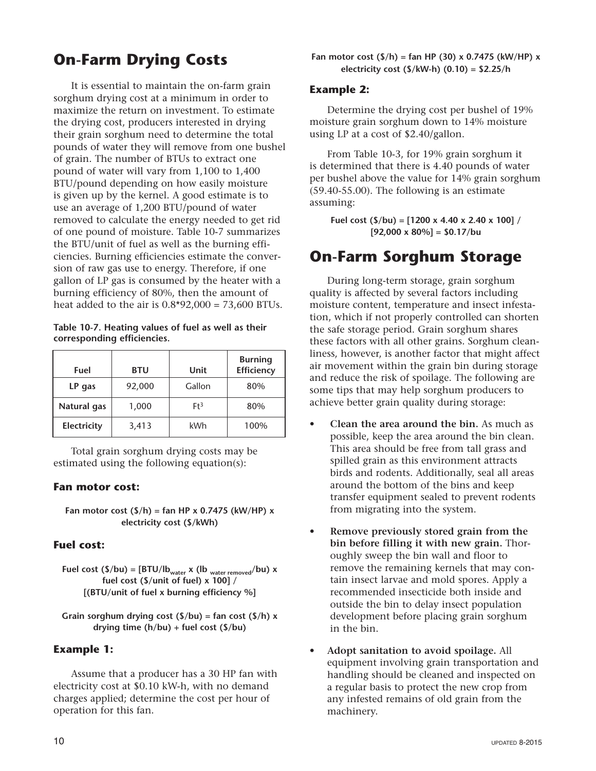## On-Farm Drying Costs

It is essential to maintain the on-farm grain sorghum drying cost at a minimum in order to maximize the return on investment. To estimate the drying cost, producers interested in drying their grain sorghum need to determine the total pounds of water they will remove from one bushel of grain. The number of BTUs to extract one pound of water will vary from 1,100 to 1,400 BTU/pound depending on how easily moisture is given up by the kernel. A good estimate is to use an average of 1,200 BTU/pound of water removed to calculate the energy needed to get rid of one pound of moisture. Table 10-7 summarizes the BTU/unit of fuel as well as the burning efficiencies. Burning efficiencies estimate the conversion of raw gas use to energy. Therefore, if one gallon of LP gas is consumed by the heater with a burning efficiency of 80%, then the amount of heat added to the air is 0.8*92,000 = 73,600 BTUs.

**Table 10-7. Heating values of fuel as well as their corresponding efficiencies.**

| Fuel | BTU | Unit | Burning Efficiency |
|---|---|---|---|
| **LP gas** | 92,000 | Gallon | 80% |
| **Natural gas** | 1,000 | $Ft^3$ | 80% |
| **Electricity** | 3,413 | kWh | 100% |

Total grain sorghum drying costs may be estimated using the following equation(s):

### Fan motor cost:

**Fan motor cost ($/h) = fan HP x 0.7475 (kW/HP) x electricity cost ($/kWh)**

### Fuel cost:

**Fuel cost ($/bu) = [$BTU/lb_{water}$ x ($lb_{water\ removed}$/bu) x fuel cost ($/unit of fuel) x 100] / [(BTU/unit of fuel x burning efficiency %]**

**Grain sorghum drying cost ($/bu) = fan cost ($/h) x drying time (h/bu) + fuel cost ($/bu)**

### Example 1:

Assume that a producer has a 30 HP fan with electricity cost at $0.10 kW-h, with no demand charges applied; determine the cost per hour of operation for this fan.

**Fan motor cost ($/h) = fan HP (30) x 0.7475 (kW/HP) x electricity cost ($/kW-h) (0.10) = $2.25/h**

### Example 2:

Determine the drying cost per bushel of 19% moisture grain sorghum down to 14% moisture using LP at a cost of $2.40/gallon.

From Table 10-3, for 19% grain sorghum it is determined that there is 4.40 pounds of water per bushel above the value for 14% grain sorghum (59.40-55.00). The following is an estimate assuming:

**Fuel cost ($/bu) = [1200 x 4.40 x 2.40 x 100] / [92,000 x 80%] = $0.17/bu**

## On-Farm Sorghum Storage

During long-term storage, grain sorghum quality is affected by several factors including moisture content, temperature and insect infestation, which if not properly controlled can shorten the safe storage period. Grain sorghum shares these factors with all other grains. Sorghum cleanliness, however, is another factor that might affect air movement within the grain bin during storage and reduce the risk of spoilage. The following are some tips that may help sorghum producers to achieve better grain quality during storage:

- **Clean the area around the bin.** As much as possible, keep the area around the bin clean. This area should be free from tall grass and spilled grain as this environment attracts birds and rodents. Additionally, seal all areas around the bottom of the bins and keep transfer equipment sealed to prevent rodents from migrating into the system.
- **Remove previously stored grain from the bin before filling it with new grain.** Thoroughly sweep the bin wall and floor to remove the remaining kernels that may contain insect larvae and mold spores. Apply a recommended insecticide both inside and outside the bin to delay insect population development before placing grain sorghum in the bin.
- **Adopt sanitation to avoid spoilage.** All equipment involving grain transportation and handling should be cleaned and inspected on a regular basis to protect the new crop from any infested remains of old grain from the machinery.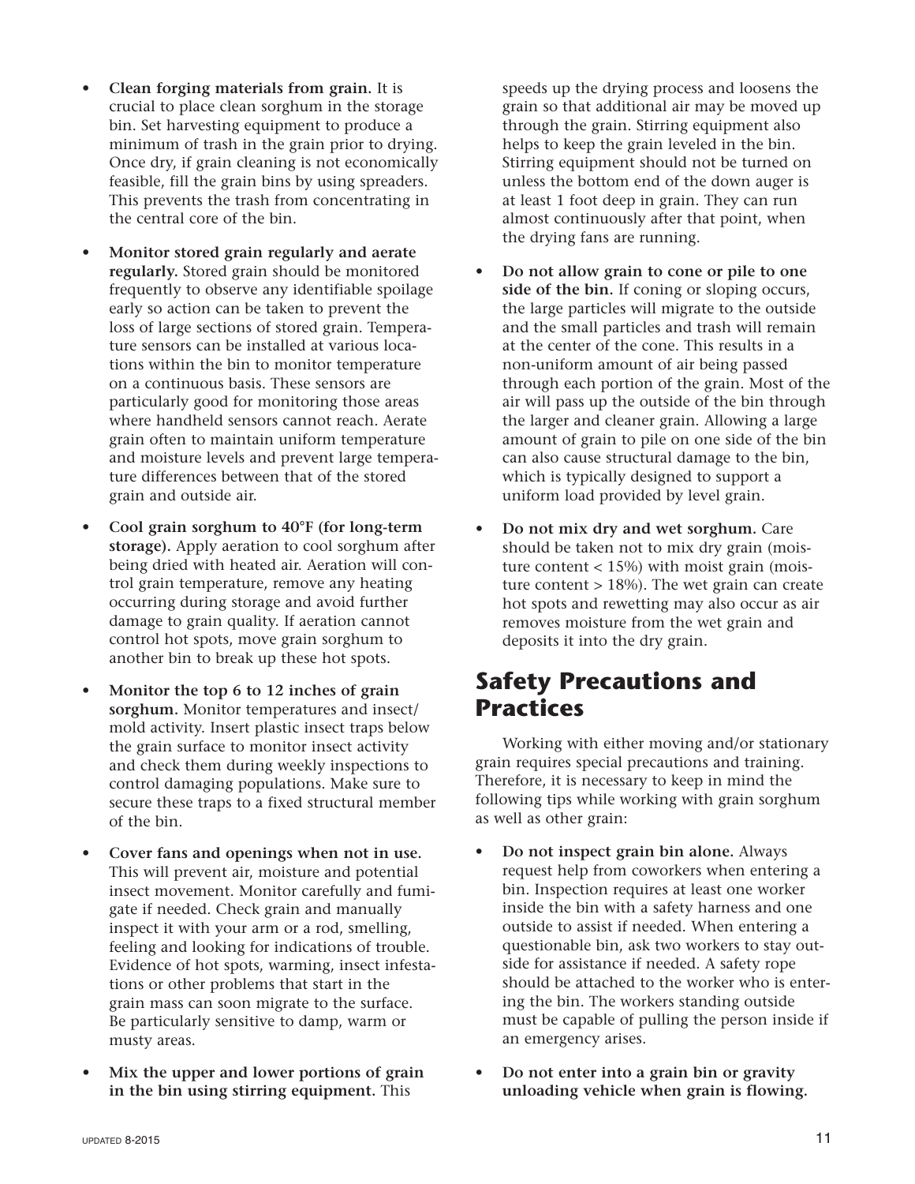- **Clean forging materials from grain.** It is crucial to place clean sorghum in the storage bin. Set harvesting equipment to produce a minimum of trash in the grain prior to drying. Once dry, if grain cleaning is not economically feasible, fill the grain bins by using spreaders. This prevents the trash from concentrating in the central core of the bin.

- **Monitor stored grain regularly and aerate regularly.** Stored grain should be monitored frequently to observe any identifiable spoilage early so action can be taken to prevent the loss of large sections of stored grain. Temperature sensors can be installed at various locations within the bin to monitor temperature on a continuous basis. These sensors are particularly good for monitoring those areas where handheld sensors cannot reach. Aerate grain often to maintain uniform temperature and moisture levels and prevent large temperature differences between that of the stored grain and outside air.

- **Cool grain sorghum to 40°F (for long-term storage).** Apply aeration to cool sorghum after being dried with heated air. Aeration will control grain temperature, remove any heating occurring during storage and avoid further damage to grain quality. If aeration cannot control hot spots, move grain sorghum to another bin to break up these hot spots.

- **Monitor the top 6 to 12 inches of grain sorghum.** Monitor temperatures and insect/mold activity. Insert plastic insect traps below the grain surface to monitor insect activity and check them during weekly inspections to control damaging populations. Make sure to secure these traps to a fixed structural member of the bin.

- **Cover fans and openings when not in use.** This will prevent air, moisture and potential insect movement. Monitor carefully and fumigate if needed. Check grain and manually inspect it with your arm or a rod, smelling, feeling and looking for indications of trouble. Evidence of hot spots, warming, insect infestations or other problems that start in the grain mass can soon migrate to the surface. Be particularly sensitive to damp, warm or musty areas.

- **Mix the upper and lower portions of grain in the bin using stirring equipment.** This speeds up the drying process and loosens the grain so that additional air may be moved up through the grain. Stirring equipment also helps to keep the grain leveled in the bin. Stirring equipment should not be turned on unless the bottom end of the down auger is at least 1 foot deep in grain. They can run almost continuously after that point, when the drying fans are running.

- **Do not allow grain to cone or pile to one side of the bin.** If coning or sloping occurs, the large particles will migrate to the outside and the small particles and trash will remain at the center of the cone. This results in a non-uniform amount of air being passed through each portion of the grain. Most of the air will pass up the outside of the bin through the larger and cleaner grain. Allowing a large amount of grain to pile on one side of the bin can also cause structural damage to the bin, which is typically designed to support a uniform load provided by level grain.

- **Do not mix dry and wet sorghum.** Care should be taken not to mix dry grain (moisture content < 15%) with moist grain (moisture content > 18%). The wet grain can create hot spots and rewetting may also occur as air removes moisture from the wet grain and deposits it into the dry grain.

## Safety Precautions and Practices

Working with either moving and/or stationary grain requires special precautions and training. Therefore, it is necessary to keep in mind the following tips while working with grain sorghum as well as other grain:

- **Do not inspect grain bin alone.** Always request help from coworkers when entering a bin. Inspection requires at least one worker inside the bin with a safety harness and one outside to assist if needed. When entering a questionable bin, ask two workers to stay outside for assistance if needed. A safety rope should be attached to the worker who is entering the bin. The workers standing outside must be capable of pulling the person inside if an emergency arises.

- **Do not enter into a grain bin or gravity unloading vehicle when grain is flowing.**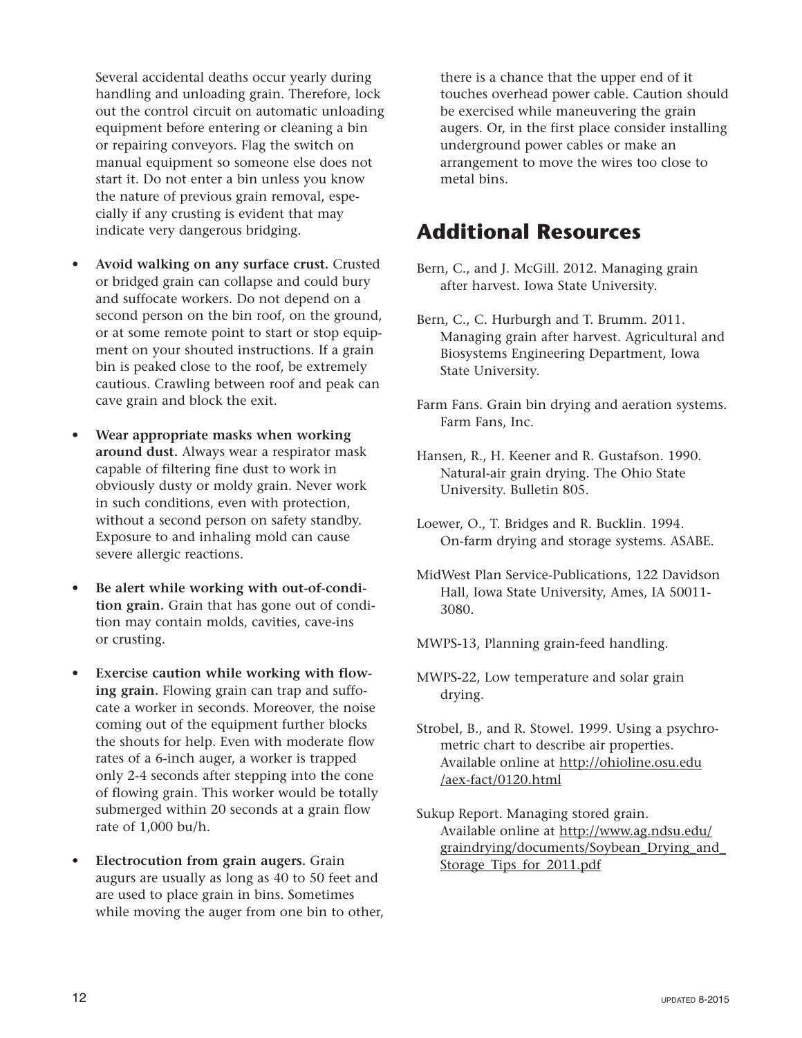Several accidental deaths occur yearly during handling and unloading grain. Therefore, lock out the control circuit on automatic unloading equipment before entering or cleaning a bin or repairing conveyors. Flag the switch on manual equipment so someone else does not start it. Do not enter a bin unless you know the nature of previous grain removal, especially if any crusting is evident that may indicate very dangerous bridging.

- **Avoid walking on any surface crust.** Crusted or bridged grain can collapse and could bury and suffocate workers. Do not depend on a second person on the bin roof, on the ground, or at some remote point to start or stop equipment on your shouted instructions. If a grain bin is peaked close to the roof, be extremely cautious. Crawling between roof and peak can cave grain and block the exit.
- **Wear appropriate masks when working around dust.** Always wear a respirator mask capable of filtering fine dust to work in obviously dusty or moldy grain. Never work in such conditions, even with protection, without a second person on safety standby. Exposure to and inhaling mold can cause severe allergic reactions.
- **Be alert while working with out-of-condition grain.** Grain that has gone out of condition may contain molds, cavities, cave-ins or crusting.
- **Exercise caution while working with flowing grain.** Flowing grain can trap and suffocate a worker in seconds. Moreover, the noise coming out of the equipment further blocks the shouts for help. Even with moderate flow rates of a 6-inch auger, a worker is trapped only 2-4 seconds after stepping into the cone of flowing grain. This worker would be totally submerged within 20 seconds at a grain flow rate of 1,000 bu/h.
- **Electrocution from grain augers.** Grain augurs are usually as long as 40 to 50 feet and are used to place grain in bins. Sometimes while moving the auger from one bin to other, there is a chance that the upper end of it touches overhead power cable. Caution should be exercised while maneuvering the grain augers. Or, in the first place consider installing underground power cables or make an arrangement to move the wires too close to metal bins.

## Additional Resources

Bern, C., and J. McGill. 2012. Managing grain after harvest. Iowa State University.

Bern, C., C. Hurburgh and T. Brumm. 2011. Managing grain after harvest. Agricultural and Biosystems Engineering Department, Iowa State University.

Farm Fans. Grain bin drying and aeration systems. Farm Fans, Inc.

Hansen, R., H. Keener and R. Gustafson. 1990. Natural-air grain drying. The Ohio State University. Bulletin 805.

Loewer, O., T. Bridges and R. Bucklin. 1994. On-farm drying and storage systems. ASABE.

MidWest Plan Service-Publications, 122 Davidson Hall, Iowa State University, Ames, IA 50011-3080.

MWPS-13, Planning grain-feed handling.

MWPS-22, Low temperature and solar grain drying.

Strobel, B., and R. Stowel. 1999. Using a psychrometric chart to describe air properties. Available online at http://ohioline.osu.edu/aex-fact/0120.html

Sukup Report. Managing stored grain. Available online at http://www.ag.ndsu.edu/graindrying/documents/Soybean_Drying_and_Storage_Tips_for_2011.pdf

UPDATED 8-2015